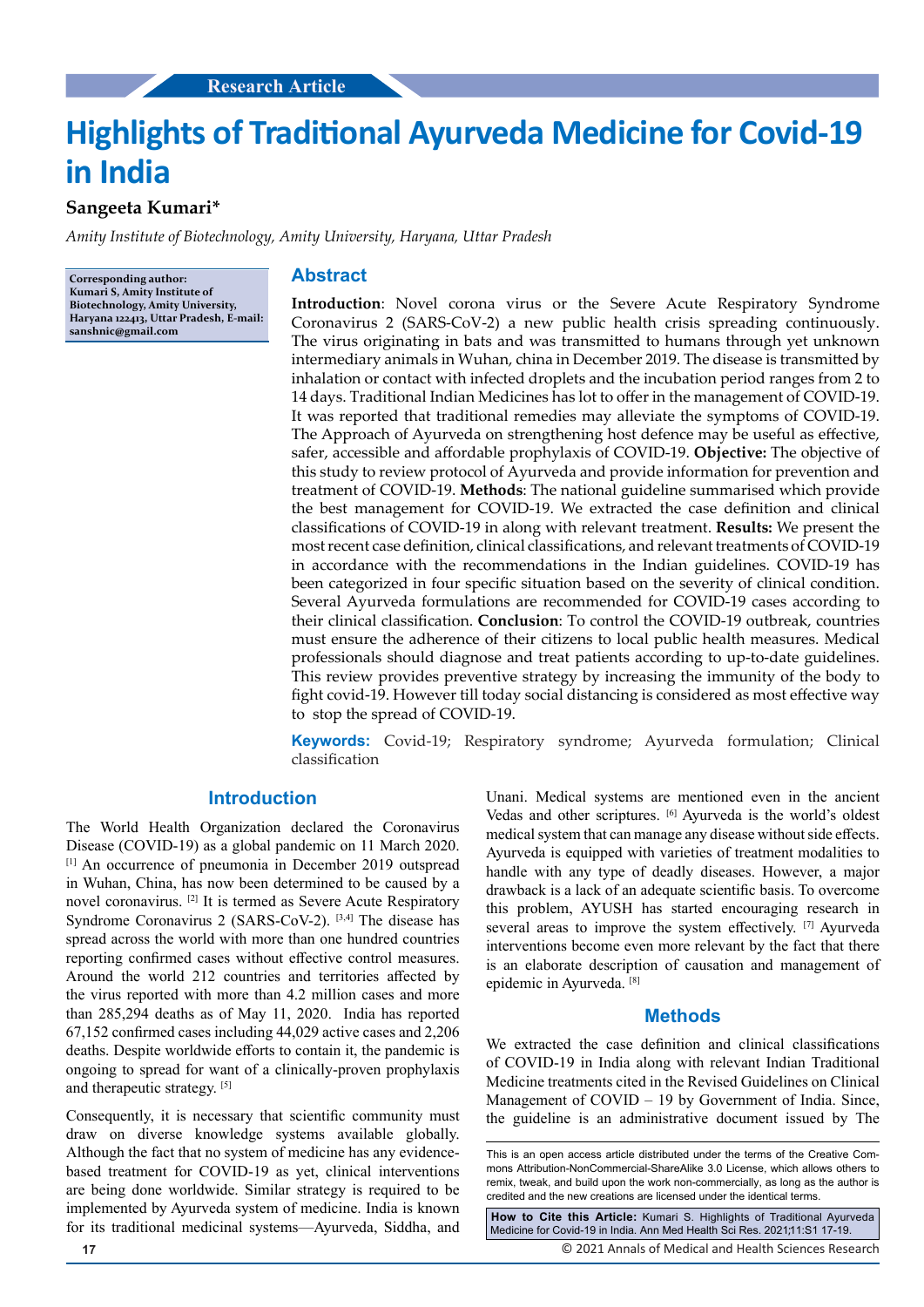Research Article

# Highlights of Traditional Ayurveda Medicine for Covid-19 in India

**Sangeeta Kumari***

*Amity Institute of Biotechnology, Amity University, Haryana, Uttar Pradesh*

**Corresponding author: Kumari S, Amity Institute of Biotechnology, Amity University, Haryana 122413, Uttar Pradesh, E-mail: sanshnic@gmail.com**

## Abstract

**Introduction**: Novel corona virus or the Severe Acute Respiratory Syndrome Coronavirus 2 (SARS-CoV-2) a new public health crisis spreading continuously. The virus originating in bats and was transmitted to humans through yet unknown intermediary animals in Wuhan, china in December 2019. The disease is transmitted by inhalation or contact with infected droplets and the incubation period ranges from 2 to 14 days. Traditional Indian Medicines has lot to offer in the management of COVID-19. It was reported that traditional remedies may alleviate the symptoms of COVID-19. The Approach of Ayurveda on strengthening host defence may be useful as effective, safer, accessible and affordable prophylaxis of COVID-19. **Objective:** The objective of this study to review protocol of Ayurveda and provide information for prevention and treatment of COVID-19. **Methods**: The national guideline summarised which provide the best management for COVID-19. We extracted the case definition and clinical classifications of COVID-19 in along with relevant treatment. **Results:** We present the most recent case definition, clinical classifications, and relevant treatments of COVID-19 in accordance with the recommendations in the Indian guidelines. COVID-19 has been categorized in four specific situation based on the severity of clinical condition. Several Ayurveda formulations are recommended for COVID-19 cases according to their clinical classification. **Conclusion**: To control the COVID-19 outbreak, countries must ensure the adherence of their citizens to local public health measures. Medical professionals should diagnose and treat patients according to up-to-date guidelines. This review provides preventive strategy by increasing the immunity of the body to fight covid-19. However till today social distancing is considered as most effective way to stop the spread of COVID-19.

**Keywords:** Covid-19; Respiratory syndrome; Ayurveda formulation; Clinical classification

## Introduction

The World Health Organization declared the Coronavirus Disease (COVID-19) as a global pandemic on 11 March 2020. [1] An occurrence of pneumonia in December 2019 outspread in Wuhan, China, has now been determined to be caused by a novel coronavirus. [2] It is termed as Severe Acute Respiratory Syndrome Coronavirus 2 (SARS-CoV-2). [3,4] The disease has spread across the world with more than one hundred countries reporting confirmed cases without effective control measures. Around the world 212 countries and territories affected by the virus reported with more than 4.2 million cases and more than 285,294 deaths as of May 11, 2020. India has reported 67,152 confirmed cases including 44,029 active cases and 2,206 deaths. Despite worldwide efforts to contain it, the pandemic is ongoing to spread for want of a clinically-proven prophylaxis and therapeutic strategy. [5]

Consequently, it is necessary that scientific community must draw on diverse knowledge systems available globally. Although the fact that no system of medicine has any evidence-based treatment for COVID-19 as yet, clinical interventions are being done worldwide. Similar strategy is required to be implemented by Ayurveda system of medicine. India is known for its traditional medicinal systems—Ayurveda, Siddha, and Unani. Medical systems are mentioned even in the ancient Vedas and other scriptures. [6] Ayurveda is the world's oldest medical system that can manage any disease without side effects. Ayurveda is equipped with varieties of treatment modalities to handle with any type of deadly diseases. However, a major drawback is a lack of an adequate scientific basis. To overcome this problem, AYUSH has started encouraging research in several areas to improve the system effectively. [7] Ayurveda interventions become even more relevant by the fact that there is an elaborate description of causation and management of epidemic in Ayurveda. [8]

## Methods

We extracted the case definition and clinical classifications of COVID-19 in India along with relevant Indian Traditional Medicine treatments cited in the Revised Guidelines on Clinical Management of COVID – 19 by Government of India. Since, the guideline is an administrative document issued by The

This is an open access article distributed under the terms of the Creative Commons Attribution-NonCommercial-ShareAlike 3.0 License, which allows others to remix, tweak, and build upon the work non-commercially, as long as the author is credited and the new creations are licensed under the identical terms.

**How to Cite this Article:** Kumari S. Highlights of Traditional Ayurveda Medicine for Covid-19 in India. Ann Med Health Sci Res. 2021;11:S1 17-19.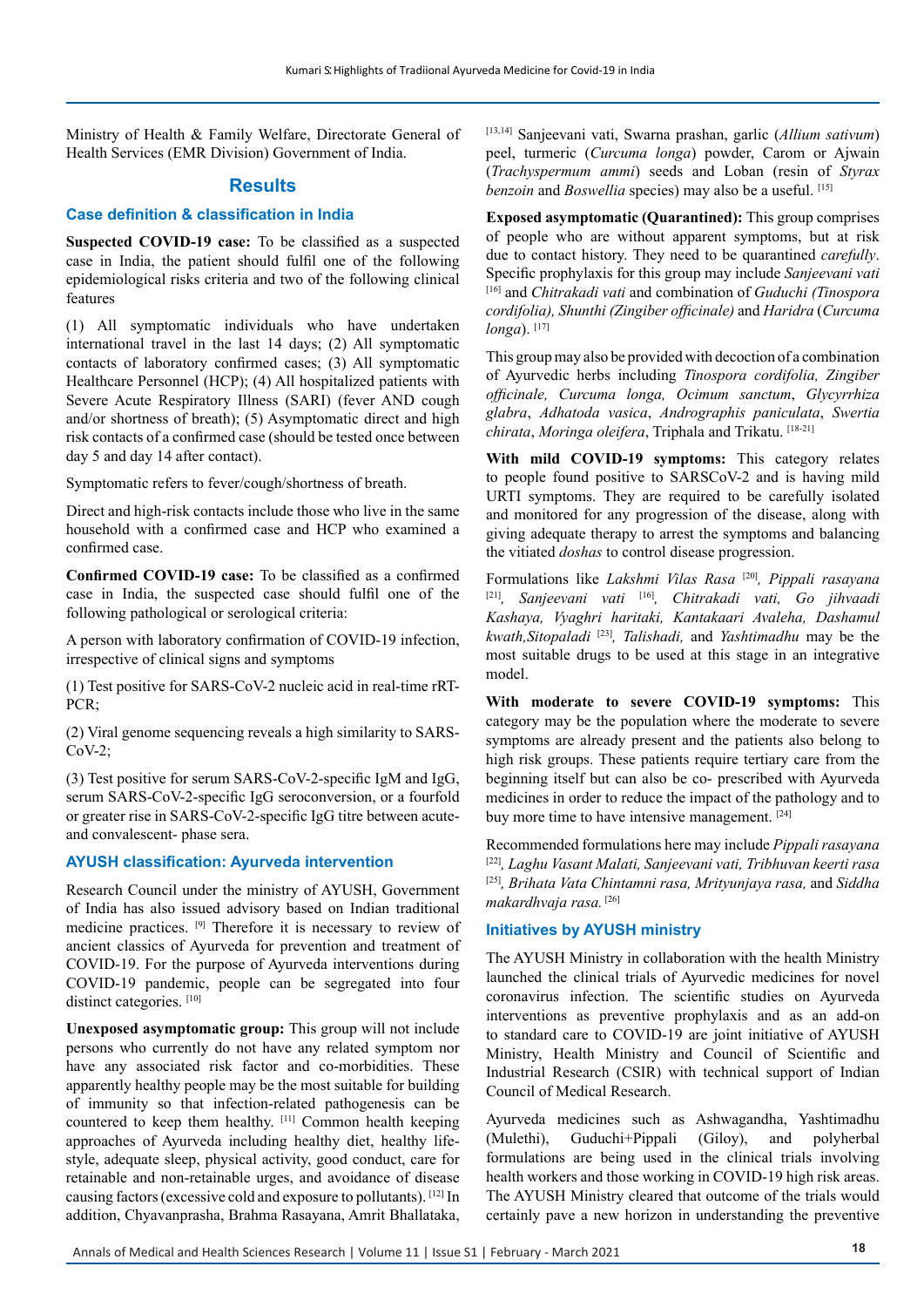Ministry of Health & Family Welfare, Directorate General of Health Services (EMR Division) Government of India.

## Results

### Case definition & classification in India

**Suspected COVID-19 case:** To be classified as a suspected case in India, the patient should fulfil one of the following epidemiological risks criteria and two of the following clinical features

(1) All symptomatic individuals who have undertaken international travel in the last 14 days; (2) All symptomatic contacts of laboratory confirmed cases; (3) All symptomatic Healthcare Personnel (HCP); (4) All hospitalized patients with Severe Acute Respiratory Illness (SARI) (fever AND cough and/or shortness of breath); (5) Asymptomatic direct and high risk contacts of a confirmed case (should be tested once between day 5 and day 14 after contact).

Symptomatic refers to fever/cough/shortness of breath.

Direct and high-risk contacts include those who live in the same household with a confirmed case and HCP who examined a confirmed case.

**Confirmed COVID-19 case:** To be classified as a confirmed case in India, the suspected case should fulfil one of the following pathological or serological criteria:

A person with laboratory confirmation of COVID-19 infection, irrespective of clinical signs and symptoms

(1) Test positive for SARS-CoV-2 nucleic acid in real-time rRT-PCR;

(2) Viral genome sequencing reveals a high similarity to SARS-CoV-2;

(3) Test positive for serum SARS-CoV-2-specific IgM and IgG, serum SARS-CoV-2-specific IgG seroconversion, or a fourfold or greater rise in SARS-CoV-2-specific IgG titre between acute- and convalescent- phase sera.

### AYUSH classification: Ayurveda intervention

Research Council under the ministry of AYUSH, Government of India has also issued advisory based on Indian traditional medicine practices. [9] Therefore it is necessary to review of ancient classics of Ayurveda for prevention and treatment of COVID-19. For the purpose of Ayurveda interventions during COVID-19 pandemic, people can be segregated into four distinct categories. [10]

**Unexposed asymptomatic group:** This group will not include persons who currently do not have any related symptom nor have any associated risk factor and co-morbidities. These apparently healthy people may be the most suitable for building of immunity so that infection-related pathogenesis can be countered to keep them healthy. [11] Common health keeping approaches of Ayurveda including healthy diet, healthy life-style, adequate sleep, physical activity, good conduct, care for retainable and non-retainable urges, and avoidance of disease causing factors (excessive cold and exposure to pollutants). [12] In addition, Chyavanprasha, Brahma Rasayana, Amrit Bhallataka, [13,14] Sanjeevani vati, Swarna prashan, garlic (*Allium sativum*) peel, turmeric (*Curcuma longa*) powder, Carom or Ajwain (*Trachyspermum ammi*) seeds and Loban (resin of *Styrax benzoin* and *Boswellia* species) may also be a useful. [15]

**Exposed asymptomatic (Quarantined):** This group comprises of people who are without apparent symptoms, but at risk due to contact history. They need to be quarantined *carefully*. Specific prophylaxis for this group may include *Sanjeevani vati* [16] and *Chitrakadi vati* and combination of *Guduchi (Tinospora cordifolia), Shunthi (Zingiber officinale)* and *Haridra* (*Curcuma longa*). [17]

This group may also be provided with decoction of a combination of Ayurvedic herbs including *Tinospora cordifolia, Zingiber officinale, Curcuma longa, Ocimum sanctum, Glycyrrhiza glabra, Adhatoda vasica, Andrographis paniculata, Swertia chirata, Moringa oleifera*, Triphala and Trikatu. [18-21]

**With mild COVID-19 symptoms:** This category relates to people found positive to SARSCoV-2 and is having mild URTI symptoms. They are required to be carefully isolated and monitored for any progression of the disease, along with giving adequate therapy to arrest the symptoms and balancing the vitiated *doshas* to control disease progression.

Formulations like *Lakshmi Vilas Rasa* [20]*, Pippali rasayana* [21]*, Sanjeevani vati* [16]*, Chitrakadi vati, Go jihvaadi Kashaya, Vyaghri haritaki, Kantakaari Avaleha, Dashamul kwath,Sitopaladi* [23]*, Talishadi,* and *Yashtimadhu* may be the most suitable drugs to be used at this stage in an integrative model.

**With moderate to severe COVID-19 symptoms:** This category may be the population where the moderate to severe symptoms are already present and the patients also belong to high risk groups. These patients require tertiary care from the beginning itself but can also be co- prescribed with Ayurveda medicines in order to reduce the impact of the pathology and to buy more time to have intensive management. [24]

Recommended formulations here may include *Pippali rasayana* [22]*, Laghu Vasant Malati, Sanjeevani vati, Tribhuvan keerti rasa* [25]*, Brihata Vata Chintamni rasa, Mrityunjaya rasa,* and *Siddha makardhvaja rasa.* [26]

### Initiatives by AYUSH ministry

The AYUSH Ministry in collaboration with the health Ministry launched the clinical trials of Ayurvedic medicines for novel coronavirus infection. The scientific studies on Ayurveda interventions as preventive prophylaxis and as an add-on to standard care to COVID-19 are joint initiative of AYUSH Ministry, Health Ministry and Council of Scientific and Industrial Research (CSIR) with technical support of Indian Council of Medical Research.

Ayurveda medicines such as Ashwagandha, Yashtimadhu (Mulethi), Guduchi+Pippali (Giloy), and polyherbal formulations are being used in the clinical trials involving health workers and those working in COVID-19 high risk areas. The AYUSH Ministry cleared that outcome of the trials would certainly pave a new horizon in understanding the preventive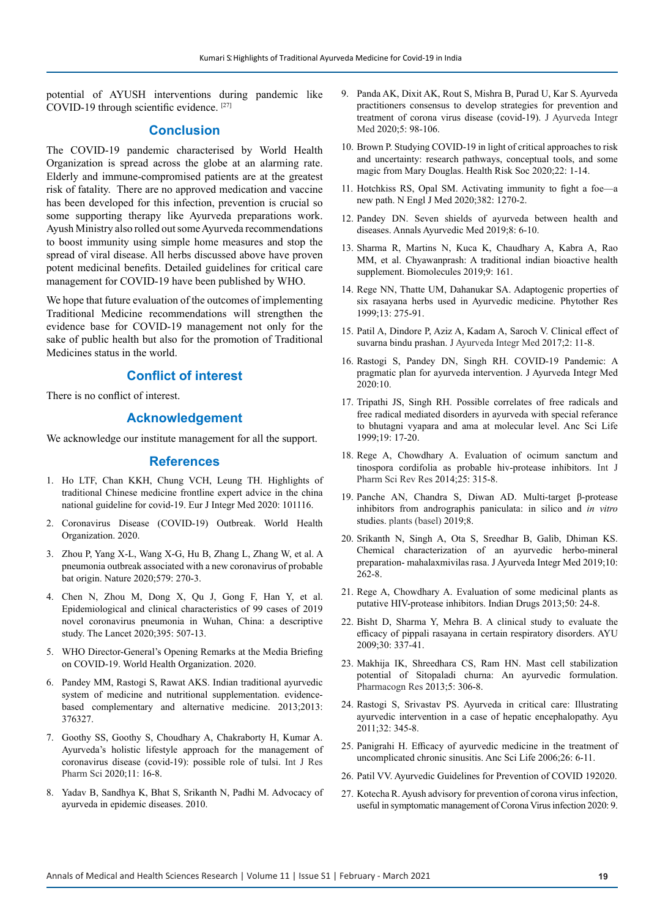potential of AYUSH interventions during pandemic like COVID-19 through scientific evidence. [27]

## Conclusion

The COVID-19 pandemic characterised by World Health Organization is spread across the globe at an alarming rate. Elderly and immune-compromised patients are at the greatest risk of fatality. There are no approved medication and vaccine has been developed for this infection, prevention is crucial so some supporting therapy like Ayurveda preparations work. Ayush Ministry also rolled out some Ayurveda recommendations to boost immunity using simple home measures and stop the spread of viral disease. All herbs discussed above have proven potent medicinal benefits. Detailed guidelines for critical care management for COVID-19 have been published by WHO.

We hope that future evaluation of the outcomes of implementing Traditional Medicine recommendations will strengthen the evidence base for COVID-19 management not only for the sake of public health but also for the promotion of Traditional Medicines status in the world.

## Conflict of interest

There is no conflict of interest.

## Acknowledgement

We acknowledge our institute management for all the support.

## References

1. Ho LTF, Chan KKH, Chung VCH, Leung TH. Highlights of traditional Chinese medicine frontline expert advice in the china national guideline for covid-19. Eur J Integr Med 2020: 101116.
2. Coronavirus Disease (COVID-19) Outbreak. World Health Organization. 2020.
3. Zhou P, Yang X-L, Wang X-G, Hu B, Zhang L, Zhang W, et al. A pneumonia outbreak associated with a new coronavirus of probable bat origin. Nature 2020;579: 270-3.
4. Chen N, Zhou M, Dong X, Qu J, Gong F, Han Y, et al. Epidemiological and clinical characteristics of 99 cases of 2019 novel coronavirus pneumonia in Wuhan, China: a descriptive study. The Lancet 2020;395: 507-13.
5. WHO Director-General's Opening Remarks at the Media Briefing on COVID-19. World Health Organization. 2020.
6. Pandey MM, Rastogi S, Rawat AKS. Indian traditional ayurvedic system of medicine and nutritional supplementation. evidence-based complementary and alternative medicine. 2013;2013: 376327.
7. Goothy SS, Goothy S, Choudhary A, Chakraborty H, Kumar A. Ayurveda's holistic lifestyle approach for the management of coronavirus disease (covid-19): possible role of tulsi. Int J Res Pharm Sci 2020;11: 16-8.
8. Yadav B, Sandhya K, Bhat S, Srikanth N, Padhi M. Advocacy of ayurveda in epidemic diseases. 2010.
9. Panda AK, Dixit AK, Rout S, Mishra B, Purad U, Kar S. Ayurveda practitioners consensus to develop strategies for prevention and treatment of corona virus disease (covid-19). J Ayurveda Integr Med 2020;5: 98-106.
10. Brown P. Studying COVID-19 in light of critical approaches to risk and uncertainty: research pathways, conceptual tools, and some magic from Mary Douglas. Health Risk Soc 2020;22: 1-14.
11. Hotchkiss RS, Opal SM. Activating immunity to fight a foe—a new path. N Engl J Med 2020;382: 1270-2.
12. Pandey DN. Seven shields of ayurveda between health and diseases. Annals Ayurvedic Med 2019;8: 6-10.
13. Sharma R, Martins N, Kuca K, Chaudhary A, Kabra A, Rao MM, et al. Chyawanprash: A traditional indian bioactive health supplement. Biomolecules 2019;9: 161.
14. Rege NN, Thatte UM, Dahanukar SA. Adaptogenic properties of six rasayana herbs used in Ayurvedic medicine. Phytother Res 1999;13: 275-91.
15. Patil A, Dindore P, Aziz A, Kadam A, Saroch V. Clinical effect of suvarna bindu prashan. J Ayurveda Integr Med 2017;2: 11-8.
16. Rastogi S, Pandey DN, Singh RH. COVID-19 Pandemic: A pragmatic plan for ayurveda intervention. J Ayurveda Integr Med 2020:10.
17. Tripathi JS, Singh RH. Possible correlates of free radicals and free radical mediated disorders in ayurveda with special referance to bhutagni vyapara and ama at molecular level. Anc Sci Life 1999;19: 17-20.
18. Rege A, Chowdhary A. Evaluation of ocimum sanctum and tinospora cordifolia as probable hiv-protease inhibitors. Int J Pharm Sci Rev Res 2014;25: 315-8.
19. Panche AN, Chandra S, Diwan AD. Multi-target β-protease inhibitors from andrographis paniculata: in silico and *in vitro* studies. plants (basel) 2019;8.
20. Srikanth N, Singh A, Ota S, Sreedhar B, Galib, Dhiman KS. Chemical characterization of an ayurvedic herbo-mineral preparation- mahalaxmivilas rasa. J Ayurveda Integr Med 2019;10: 262-8.
21. Rege A, Chowdhary A. Evaluation of some medicinal plants as putative HIV-protease inhibitors. Indian Drugs 2013;50: 24-8.
22. Bisht D, Sharma Y, Mehra B. A clinical study to evaluate the efficacy of pippali rasayana in certain respiratory disorders. AYU 2009;30: 337-41.
23. Makhija IK, Shreedhara CS, Ram HN. Mast cell stabilization potential of Sitopaladi churna: An ayurvedic formulation. Pharmacogn Res 2013;5: 306-8.
24. Rastogi S, Srivastav PS. Ayurveda in critical care: Illustrating ayurvedic intervention in a case of hepatic encephalopathy. Ayu 2011;32: 345-8.
25. Panigrahi H. Efficacy of ayurvedic medicine in the treatment of uncomplicated chronic sinusitis. Anc Sci Life 2006;26: 6-11.
26. Patil VV. Ayurvedic Guidelines for Prevention of COVID 192020.
27. Kotecha R. Ayush advisory for prevention of corona virus infection, useful in symptomatic management of Corona Virus infection 2020: 9.